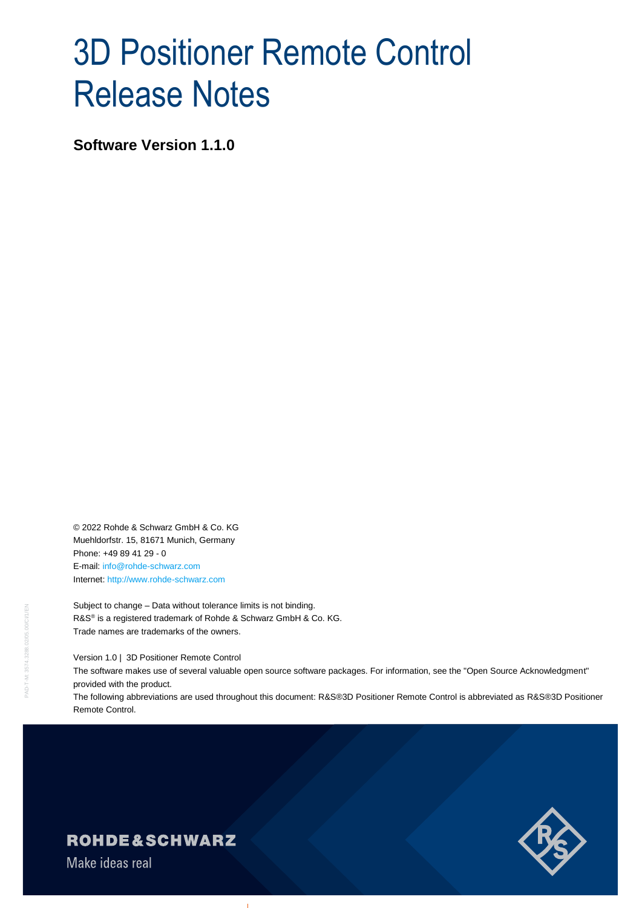# 3D Positioner Remote Control Release Notes

**Software Version 1.1.0**

© 2022 Rohde & Schwarz GmbH & Co. KG
Muehldorfstr. 15, 81671 Munich, Germany
Phone: +49 89 41 29 - 0
E-mail: info@rohde-schwarz.com
Internet: http://www.rohde-schwarz.com

Subject to change – Data without tolerance limits is not binding.
R&S® is a registered trademark of Rohde & Schwarz GmbH & Co. KG.
Trade names are trademarks of the owners.

Version 1.0 | 3D Positioner Remote Control

The software makes use of several valuable open source software packages. For information, see the "Open Source Acknowledgment" provided with the product.

The following abbreviations are used throughout this document: R&S®3D Positioner Remote Control is abbreviated as R&S®3D Positioner Remote Control.

ROHDE&SCHWARZ

Make ideas real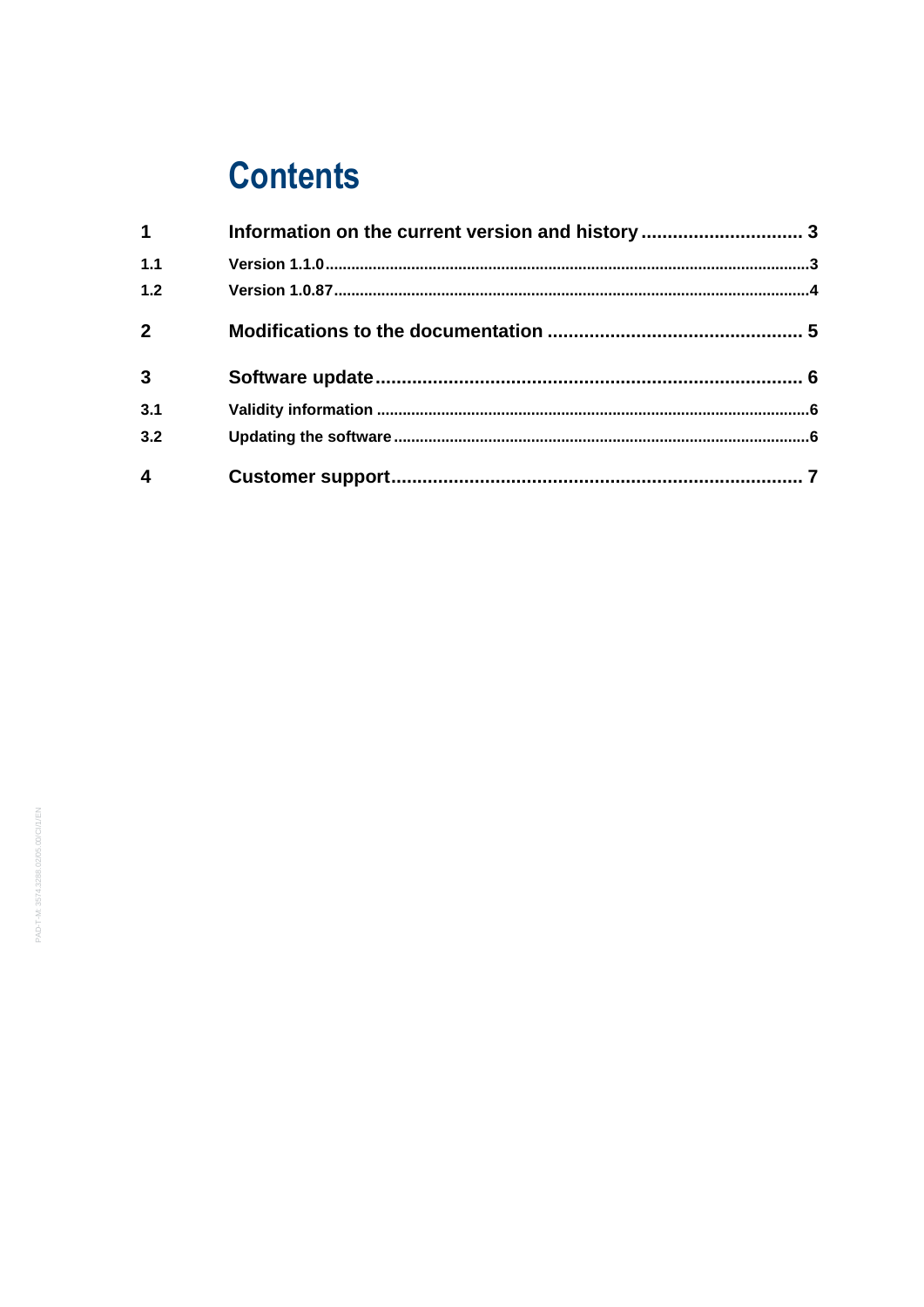# Contents

| | | |
|---|---|---|
| **1** | **Information on the current version and history** | **3** |
| **1.1** | **Version 1.1.0** | **3** |
| **1.2** | **Version 1.0.87** | **4** |
| **2** | **Modifications to the documentation** | **5** |
| **3** | **Software update** | **6** |
| **3.1** | **Validity information** | **6** |
| **3.2** | **Updating the software** | **6** |
| **4** | **Customer support** | **7** |

PAD-T-M: 3574.3288.02/05.00/CI/1/EN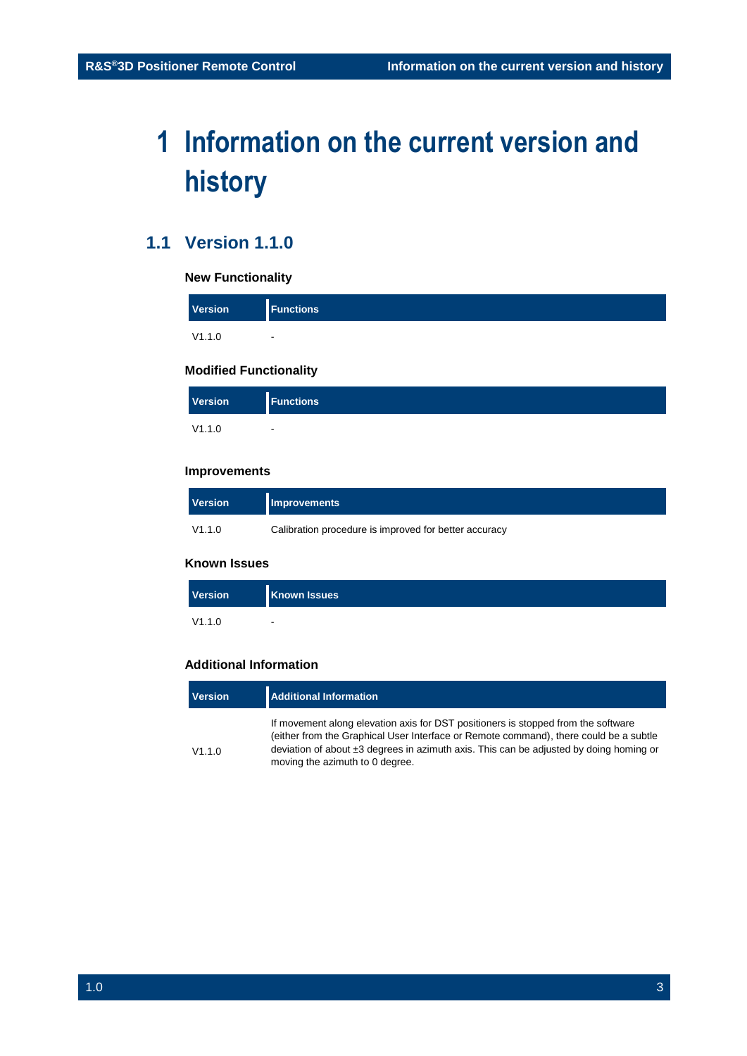# 1 Information on the current version and history

## 1.1 Version 1.1.0

### New Functionality

| Version | Functions |
|---|---|
| V1.1.0 | - |

### Modified Functionality

| Version | Functions |
|---|---|
| V1.1.0 | - |

### Improvements

| Version | Improvements |
|---|---|
| V1.1.0 | Calibration procedure is improved for better accuracy |

### Known Issues

| Version | Known Issues |
|---|---|
| V1.1.0 | - |

### Additional Information

| Version | Additional Information |
|---|---|
| V1.1.0 | If movement along elevation axis for DST positioners is stopped from the software (either from the Graphical User Interface or Remote command), there could be a subtle deviation of about ±3 degrees in azimuth axis. This can be adjusted by doing homing or moving the azimuth to 0 degree. |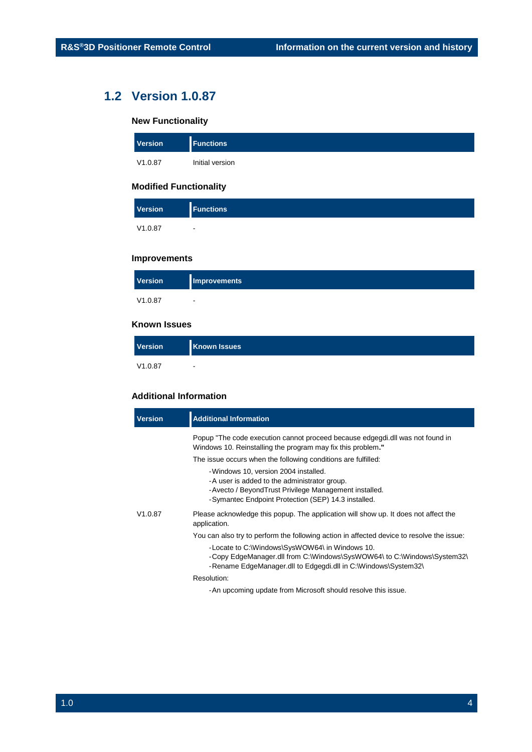## 1.2 Version 1.0.87

### New Functionality

| Version | Functions |
|---|---|
| V1.0.87 | Initial version |

### Modified Functionality

| Version | Functions |
|---|---|
| V1.0.87 | - |

### Improvements

| Version | Improvements |
|---|---|
| V1.0.87 | - |

### Known Issues

| Version | Known Issues |
|---|---|
| V1.0.87 | - |

### Additional Information

| Version | Additional Information |
|---|---|
| V1.0.87 | Popup "The code execution cannot proceed because edgegdi.dll was not found in Windows 10. Reinstalling the program may fix this problem**."**<br><br>The issue occurs when the following conditions are fulfilled:<br>- Windows 10, version 2004 installed.<br>- A user is added to the administrator group.<br>- Avecto / BeyondTrust Privilege Management installed.<br>- Symantec Endpoint Protection (SEP) 14.3 installed.<br><br>Please acknowledge this popup. The application will show up. It does not affect the application.<br><br>You can also try to perform the following action in affected device to resolve the issue:<br>- Locate to C:\Windows\SysWOW64\ in Windows 10.<br>- Copy EdgeManager.dll from C:\Windows\SysWOW64\ to C:\Windows\System32\<br>- Rename EdgeManager.dll to Edgegdi.dll in C:\Windows\System32\<br><br>Resolution:<br>- An upcoming update from Microsoft should resolve this issue. |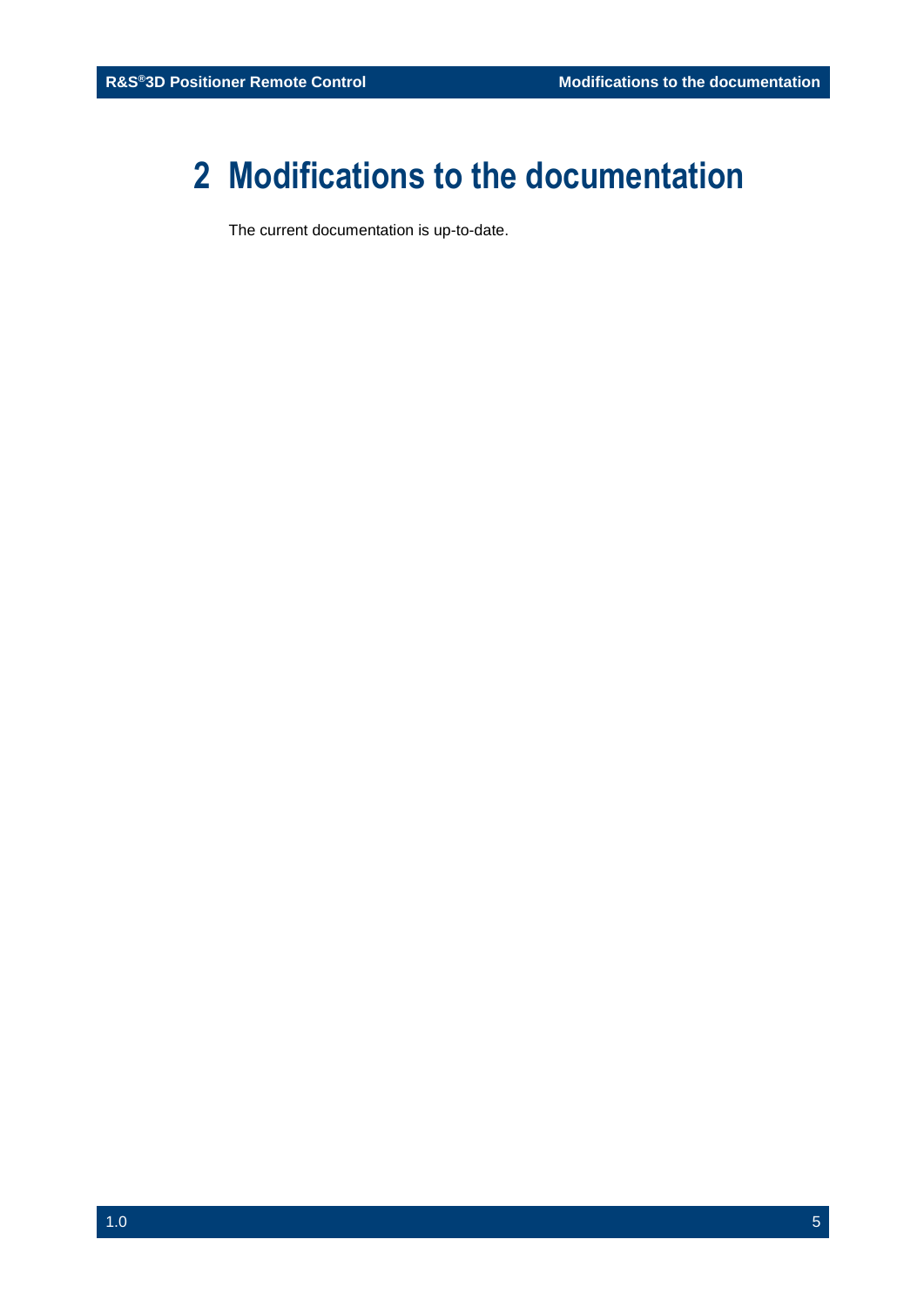# 2 Modifications to the documentation

The current documentation is up-to-date.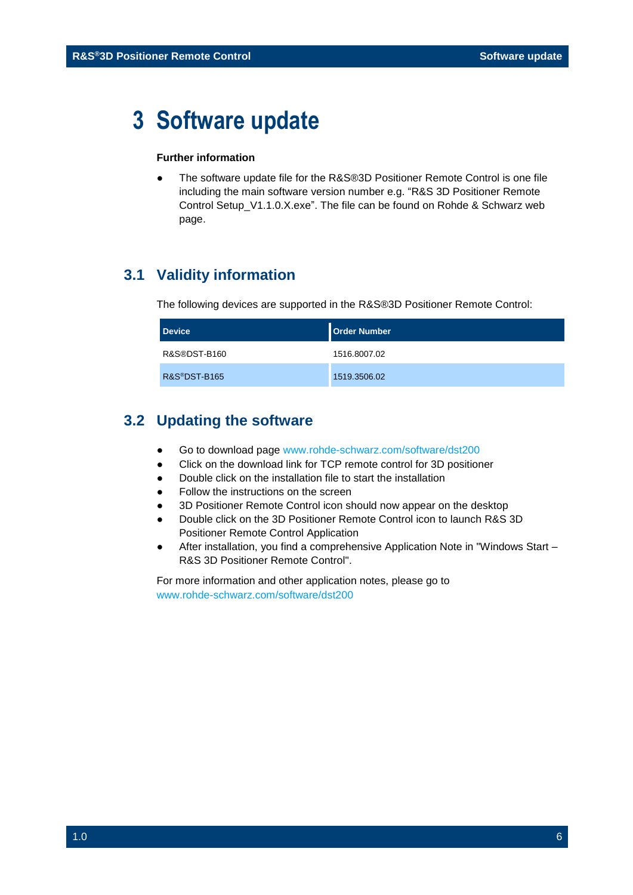# 3 Software update

**Further information**

- The software update file for the R&S®3D Positioner Remote Control is one file including the main software version number e.g. "R&S 3D Positioner Remote Control Setup_V1.1.0.X.exe". The file can be found on Rohde & Schwarz web page.

## 3.1 Validity information

The following devices are supported in the R&S®3D Positioner Remote Control:

| Device | Order Number |
|---|---|
| R&S®DST-B160 | 1516.8007.02 |
| R&S®DST-B165 | 1519.3506.02 |

## 3.2 Updating the software

- Go to download page www.rohde-schwarz.com/software/dst200
- Click on the download link for TCP remote control for 3D positioner
- Double click on the installation file to start the installation
- Follow the instructions on the screen
- 3D Positioner Remote Control icon should now appear on the desktop
- Double click on the 3D Positioner Remote Control icon to launch R&S 3D Positioner Remote Control Application
- After installation, you find a comprehensive Application Note in "Windows Start – R&S 3D Positioner Remote Control".

For more information and other application notes, please go to www.rohde-schwarz.com/software/dst200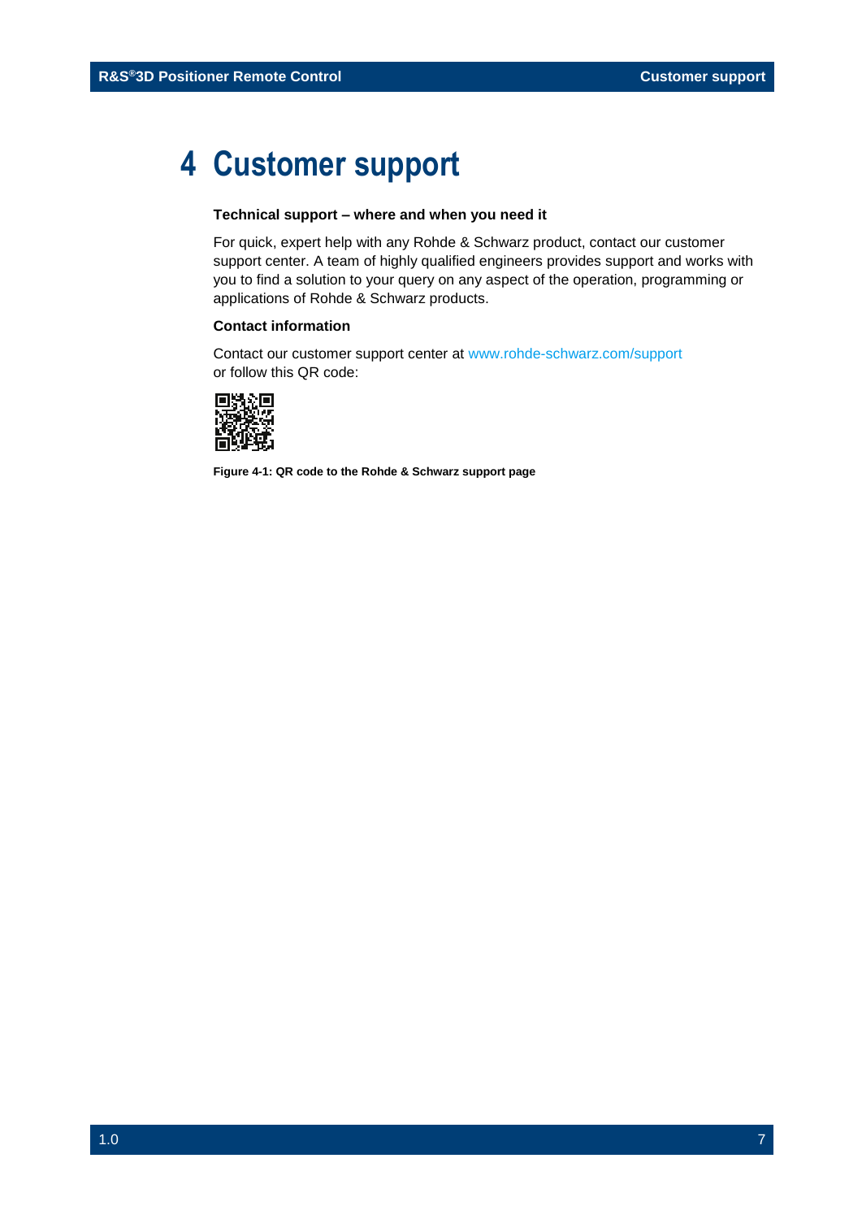# 4 Customer support

**Technical support – where and when you need it**

For quick, expert help with any Rohde & Schwarz product, contact our customer support center. A team of highly qualified engineers provides support and works with you to find a solution to your query on any aspect of the operation, programming or applications of Rohde & Schwarz products.

**Contact information**

Contact our customer support center at www.rohde-schwarz.com/support or follow this QR code:

**Figure 4-1: QR code to the Rohde & Schwarz support page**